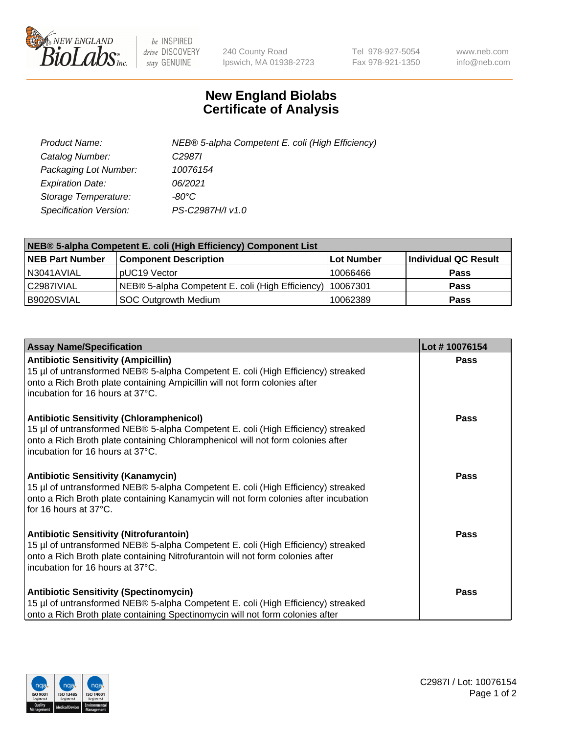# New England Biolabs Certificate of Analysis

| | |
|---|---|
| *Product Name:* | *NEB® 5-alpha Competent E. coli (High Efficiency)* |
| *Catalog Number:* | *C2987I* |
| *Packaging Lot Number:* | *10076154* |
| *Expiration Date:* | *06/2021* |
| *Storage Temperature:* | *-80°C* |
| *Specification Version:* | *PS-C2987H/I v1.0* |

| NEB® 5-alpha Competent E. coli (High Efficiency) Component List | | | |
|---|---|---|---|
| **NEB Part Number** | **Component Description** | **Lot Number** | **Individual QC Result** |
| N3041AVIAL | pUC19 Vector | 10066466 | **Pass** |
| C2987IVIAL | NEB® 5-alpha Competent E. coli (High Efficiency) | 10067301 | **Pass** |
| B9020SVIAL | SOC Outgrowth Medium | 10062389 | **Pass** |

| Assay Name/Specification | Lot # 10076154 |
|---|---|
| **Antibiotic Sensitivity (Ampicillin)**<br>15 µl of untransformed NEB® 5-alpha Competent E. coli (High Efficiency) streaked onto a Rich Broth plate containing Ampicillin will not form colonies after incubation for 16 hours at 37°C. | **Pass** |
| **Antibiotic Sensitivity (Chloramphenicol)**<br>15 µl of untransformed NEB® 5-alpha Competent E. coli (High Efficiency) streaked onto a Rich Broth plate containing Chloramphenicol will not form colonies after incubation for 16 hours at 37°C. | **Pass** |
| **Antibiotic Sensitivity (Kanamycin)**<br>15 µl of untransformed NEB® 5-alpha Competent E. coli (High Efficiency) streaked onto a Rich Broth plate containing Kanamycin will not form colonies after incubation for 16 hours at 37°C. | **Pass** |
| **Antibiotic Sensitivity (Nitrofurantoin)**<br>15 µl of untransformed NEB® 5-alpha Competent E. coli (High Efficiency) streaked onto a Rich Broth plate containing Nitrofurantoin will not form colonies after incubation for 16 hours at 37°C. | **Pass** |
| **Antibiotic Sensitivity (Spectinomycin)**<br>15 µl of untransformed NEB® 5-alpha Competent E. coli (High Efficiency) streaked onto a Rich Broth plate containing Spectinomycin will not form colonies after | **Pass** |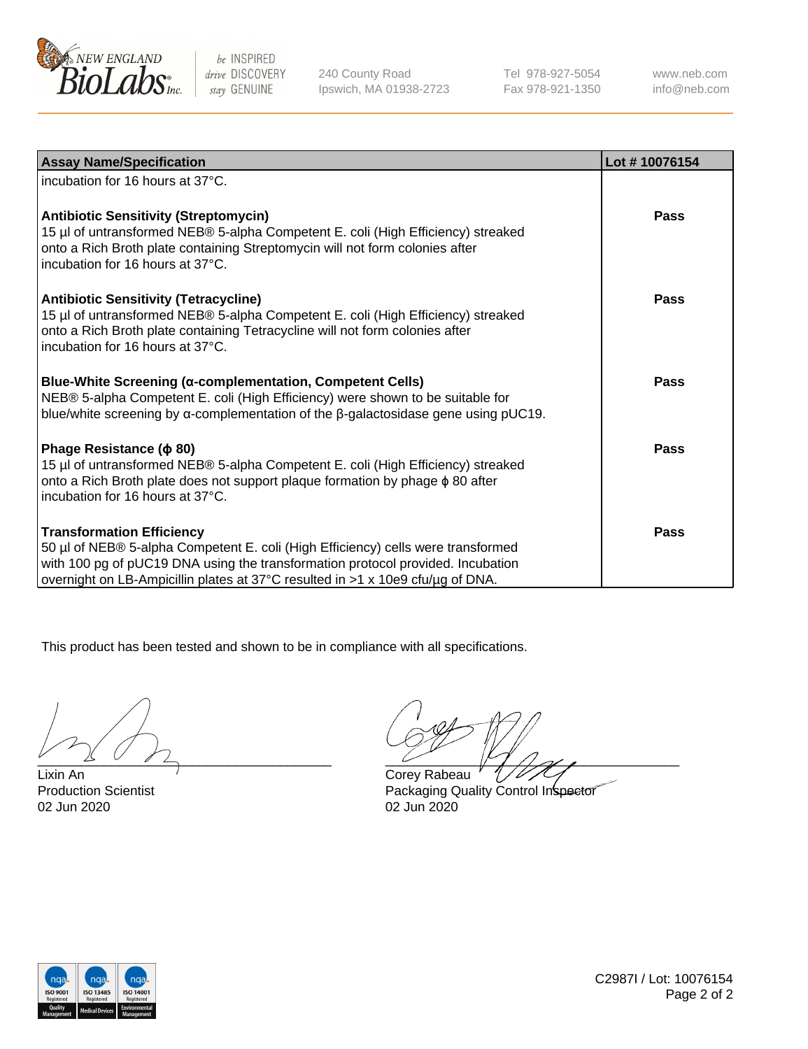| Assay Name/Specification | Lot # 10076154 |
|---|---|
| incubation for 16 hours at 37°C. | |
| **Antibiotic Sensitivity (Streptomycin)**<br>15 µl of untransformed NEB® 5-alpha Competent E. coli (High Efficiency) streaked onto a Rich Broth plate containing Streptomycin will not form colonies after incubation for 16 hours at 37°C. | **Pass** |
| **Antibiotic Sensitivity (Tetracycline)**<br>15 µl of untransformed NEB® 5-alpha Competent E. coli (High Efficiency) streaked onto a Rich Broth plate containing Tetracycline will not form colonies after incubation for 16 hours at 37°C. | **Pass** |
| **Blue-White Screening (α-complementation, Competent Cells)**<br>NEB® 5-alpha Competent E. coli (High Efficiency) were shown to be suitable for blue/white screening by α-complementation of the β-galactosidase gene using pUC19. | **Pass** |
| **Phage Resistance (ϕ 80)**<br>15 µl of untransformed NEB® 5-alpha Competent E. coli (High Efficiency) streaked onto a Rich Broth plate does not support plaque formation by phage ϕ 80 after incubation for 16 hours at 37°C. | **Pass** |
| **Transformation Efficiency**<br>50 µl of NEB® 5-alpha Competent E. coli (High Efficiency) cells were transformed with 100 pg of pUC19 DNA using the transformation protocol provided. Incubation overnight on LB-Ampicillin plates at 37°C resulted in >1 x 10e9 cfu/µg of DNA. | **Pass** |

This product has been tested and shown to be in compliance with all specifications.

Lixin An
Production Scientist
02 Jun 2020

Corey Rabeau
Packaging Quality Control Inspector
02 Jun 2020

C2987I / Lot: 10076154